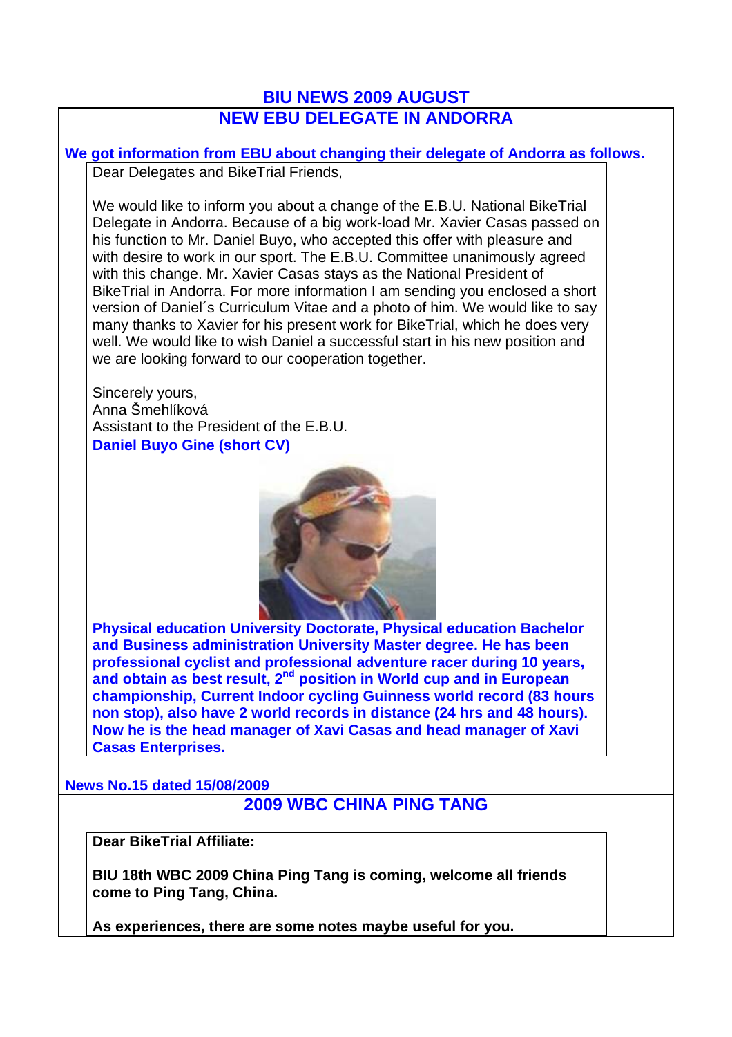# BIU NEWS 2009 AUGUST

## NEW EBU DELEGATE IN ANDORRA

**We got information from EBU about changing their delegate of Andorra as follows.**

Dear Delegates and BikeTrial Friends,

We would like to inform you about a change of the E.B.U. National BikeTrial Delegate in Andorra. Because of a big work-load Mr. Xavier Casas passed on his function to Mr. Daniel Buyo, who accepted this offer with pleasure and with desire to work in our sport. The E.B.U. Committee unanimously agreed with this change. Mr. Xavier Casas stays as the National President of BikeTrial in Andorra. For more information I am sending you enclosed a short version of Daniel´s Curriculum Vitae and a photo of him. We would like to say many thanks to Xavier for his present work for BikeTrial, which he does very well. We would like to wish Daniel a successful start in his new position and we are looking forward to our cooperation together.

Sincerely yours,
Anna Šmehlíková
Assistant to the President of the E.B.U.

**Daniel Buyo Gine (short CV)**

**Physical education University Doctorate, Physical education Bachelor and Business administration University Master degree. He has been professional cyclist and professional adventure racer during 10 years, and obtain as best result, 2nd position in World cup and in European championship, Current Indoor cycling Guinness world record (83 hours non stop), also have 2 world records in distance (24 hrs and 48 hours). Now he is the head manager of Xavi Casas and head manager of Xavi Casas Enterprises.**

**News No.15 dated 15/08/2009**

## 2009 WBC CHINA PING TANG

**Dear BikeTrial Affiliate:**

**BIU 18th WBC 2009 China Ping Tang is coming, welcome all friends come to Ping Tang, China.**

**As experiences, there are some notes maybe useful for you.**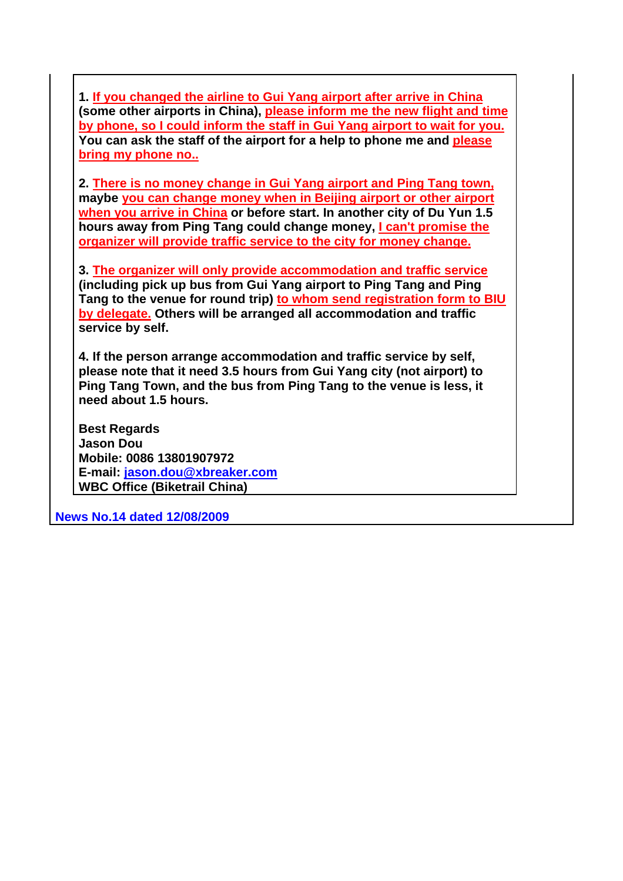**1. If you changed the airline to Gui Yang airport after arrive in China (some other airports in China), please inform me the new flight and time by phone, so I could inform the staff in Gui Yang airport to wait for you. You can ask the staff of the airport for a help to phone me and please bring my phone no..**

**2. There is no money change in Gui Yang airport and Ping Tang town, maybe you can change money when in Beijing airport or other airport when you arrive in China or before start. In another city of Du Yun 1.5 hours away from Ping Tang could change money, I can't promise the organizer will provide traffic service to the city for money change.**

**3. The organizer will only provide accommodation and traffic service (including pick up bus from Gui Yang airport to Ping Tang and Ping Tang to the venue for round trip) to whom send registration form to BIU by delegate. Others will be arranged all accommodation and traffic service by self.**

**4. If the person arrange accommodation and traffic service by self, please note that it need 3.5 hours from Gui Yang city (not airport) to Ping Tang Town, and the bus from Ping Tang to the venue is less, it need about 1.5 hours.**

**Best Regards**
**Jason Dou**
**Mobile: 0086 13801907972**
**E-mail: jason.dou@xbreaker.com**
**WBC Office (Biketrail China)**

**News No.14 dated 12/08/2009**